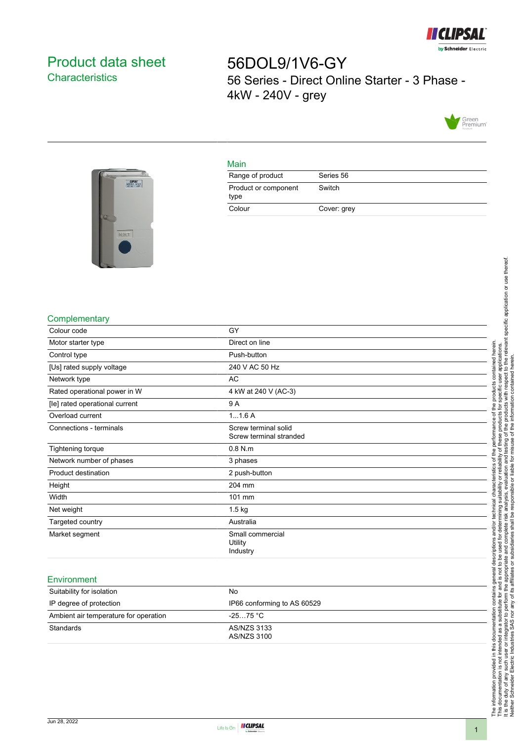# Product data sheet
## Characteristics

# 56DOL9/1V6-GY
56 Series - Direct Online Starter - 3 Phase - 4kW - 240V - grey

## Main

| | |
|---|---|
| Range of product | Series 56 |
| Product or component type | Switch |
| Colour | Cover: grey |

## Complementary

| | |
|---|---|
| Colour code | GY |
| Motor starter type | Direct on line |
| Control type | Push-button |
| [Us] rated supply voltage | 240 V AC 50 Hz |
| Network type | AC |
| Rated operational power in W | 4 kW at 240 V (AC-3) |
| [Ie] rated operational current | 9 A |
| Overload current | 1...1.6 A |
| Connections - terminals | Screw terminal solid<br>Screw terminal stranded |
| Tightening torque | 0.8 N.m |
| Network number of phases | 3 phases |
| Product destination | 2 push-button |
| Height | 204 mm |
| Width | 101 mm |
| Net weight | 1.5 kg |
| Targeted country | Australia |
| Market segment | Small commercial<br>Utility<br>Industry |

## Environment

| | |
|---|---|
| Suitability for isolation | No |
| IP degree of protection | IP66 conforming to AS 60529 |
| Ambient air temperature for operation | -25…75 °C |
| Standards | AS/NZS 3133<br>AS/NZS 3100 |

The information provided in this documentation contains general descriptions and/or technical characteristics of the performance of the products contained herein. This documentation is not intended as a substitute for and is not to be used for determining suitability or reliability of these products for specific user applications. It is the duty of any such user or integrator to perform the appropriate and complete risk analysis, evaluation and testing of the products with respect to the relevant specific application or use thereof. Neither Schneider Electric Industries SAS nor any of its affiliates or subsidiaries shall be responsible or liable for misuse of the information contained herein.

Jun 28, 2022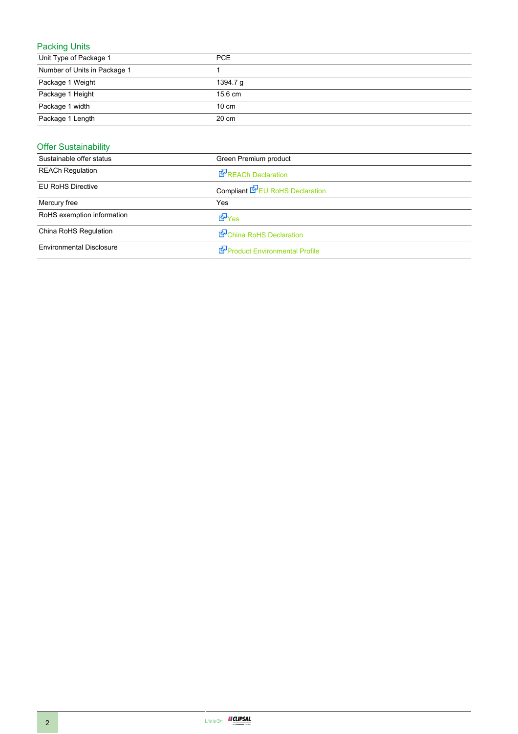## Packing Units

| | |
|---|---|
| Unit Type of Package 1 | PCE |
| Number of Units in Package 1 | 1 |
| Package 1 Weight | 1394.7 g |
| Package 1 Height | 15.6 cm |
| Package 1 width | 10 cm |
| Package 1 Length | 20 cm |

## Offer Sustainability

| | |
|---|---|
| Sustainable offer status | Green Premium product |
| REACh Regulation | REACh Declaration |
| EU RoHS Directive | Compliant EU RoHS Declaration |
| Mercury free | Yes |
| RoHS exemption information | Yes |
| China RoHS Regulation | China RoHS Declaration |
| Environmental Disclosure | Product Environmental Profile |